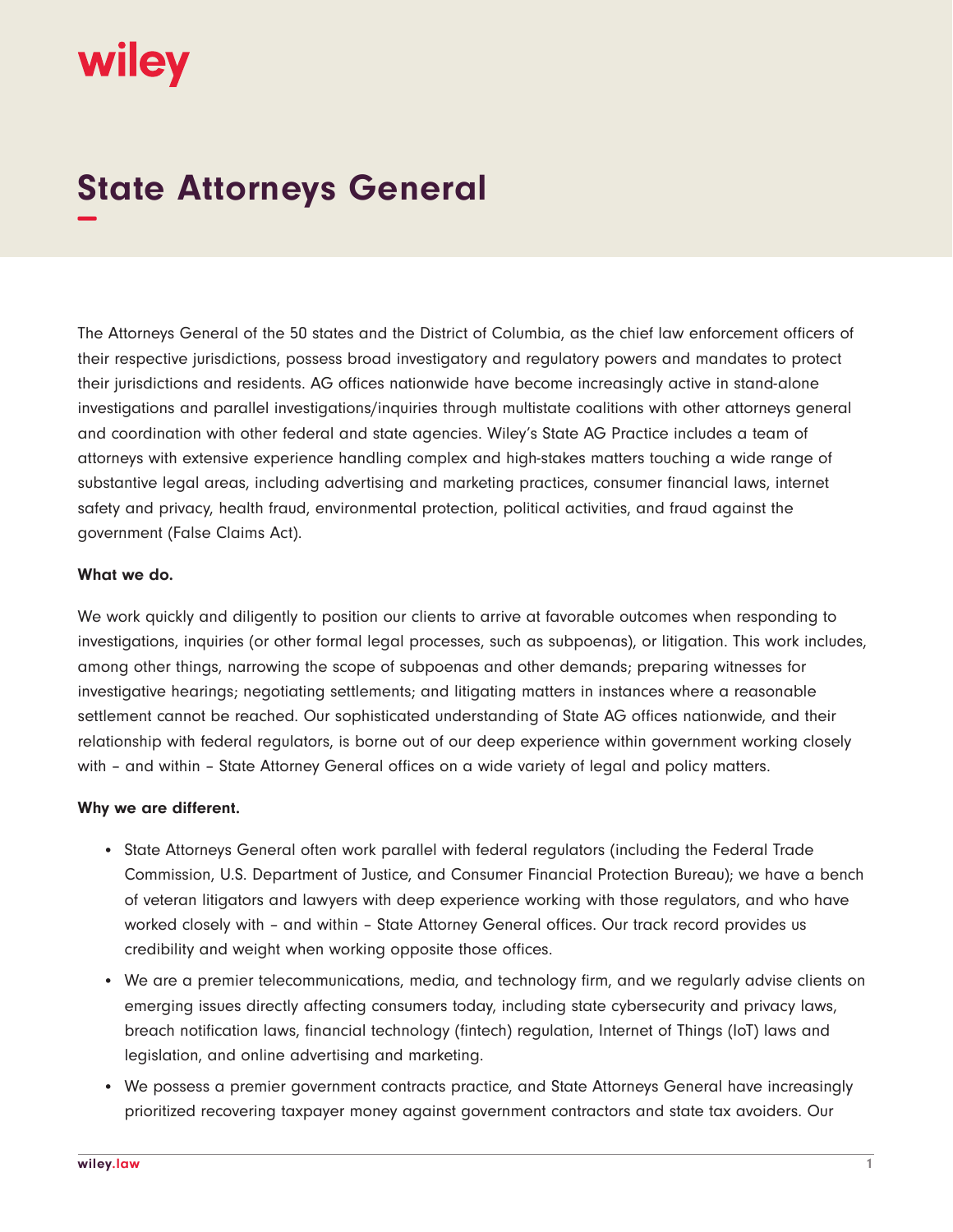# State Attorneys General

The Attorneys General of the 50 states and the District of Columbia, as the chief law enforcement officers of their respective jurisdictions, possess broad investigatory and regulatory powers and mandates to protect their jurisdictions and residents. AG offices nationwide have become increasingly active in stand-alone investigations and parallel investigations/inquiries through multistate coalitions with other attorneys general and coordination with other federal and state agencies. Wiley's State AG Practice includes a team of attorneys with extensive experience handling complex and high-stakes matters touching a wide range of substantive legal areas, including advertising and marketing practices, consumer financial laws, internet safety and privacy, health fraud, environmental protection, political activities, and fraud against the government (False Claims Act).

**What we do.**

We work quickly and diligently to position our clients to arrive at favorable outcomes when responding to investigations, inquiries (or other formal legal processes, such as subpoenas), or litigation. This work includes, among other things, narrowing the scope of subpoenas and other demands; preparing witnesses for investigative hearings; negotiating settlements; and litigating matters in instances where a reasonable settlement cannot be reached. Our sophisticated understanding of State AG offices nationwide, and their relationship with federal regulators, is borne out of our deep experience within government working closely with – and within – State Attorney General offices on a wide variety of legal and policy matters.

**Why we are different.**

- State Attorneys General often work parallel with federal regulators (including the Federal Trade Commission, U.S. Department of Justice, and Consumer Financial Protection Bureau); we have a bench of veteran litigators and lawyers with deep experience working with those regulators, and who have worked closely with – and within – State Attorney General offices. Our track record provides us credibility and weight when working opposite those offices.
- We are a premier telecommunications, media, and technology firm, and we regularly advise clients on emerging issues directly affecting consumers today, including state cybersecurity and privacy laws, breach notification laws, financial technology (fintech) regulation, Internet of Things (IoT) laws and legislation, and online advertising and marketing.
- We possess a premier government contracts practice, and State Attorneys General have increasingly prioritized recovering taxpayer money against government contractors and state tax avoiders. Our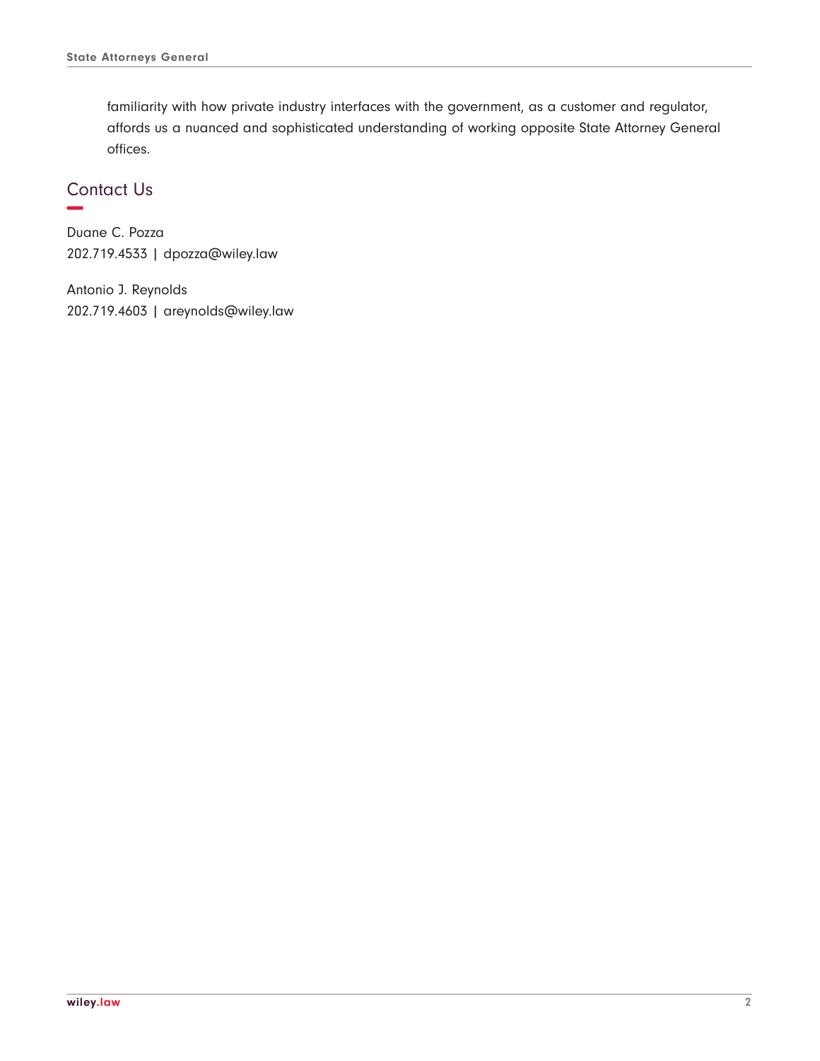familiarity with how private industry interfaces with the government, as a customer and regulator, affords us a nuanced and sophisticated understanding of working opposite State Attorney General offices.

## Contact Us

Duane C. Pozza
202.719.4533 | dpozza@wiley.law

Antonio J. Reynolds
202.719.4603 | areynolds@wiley.law